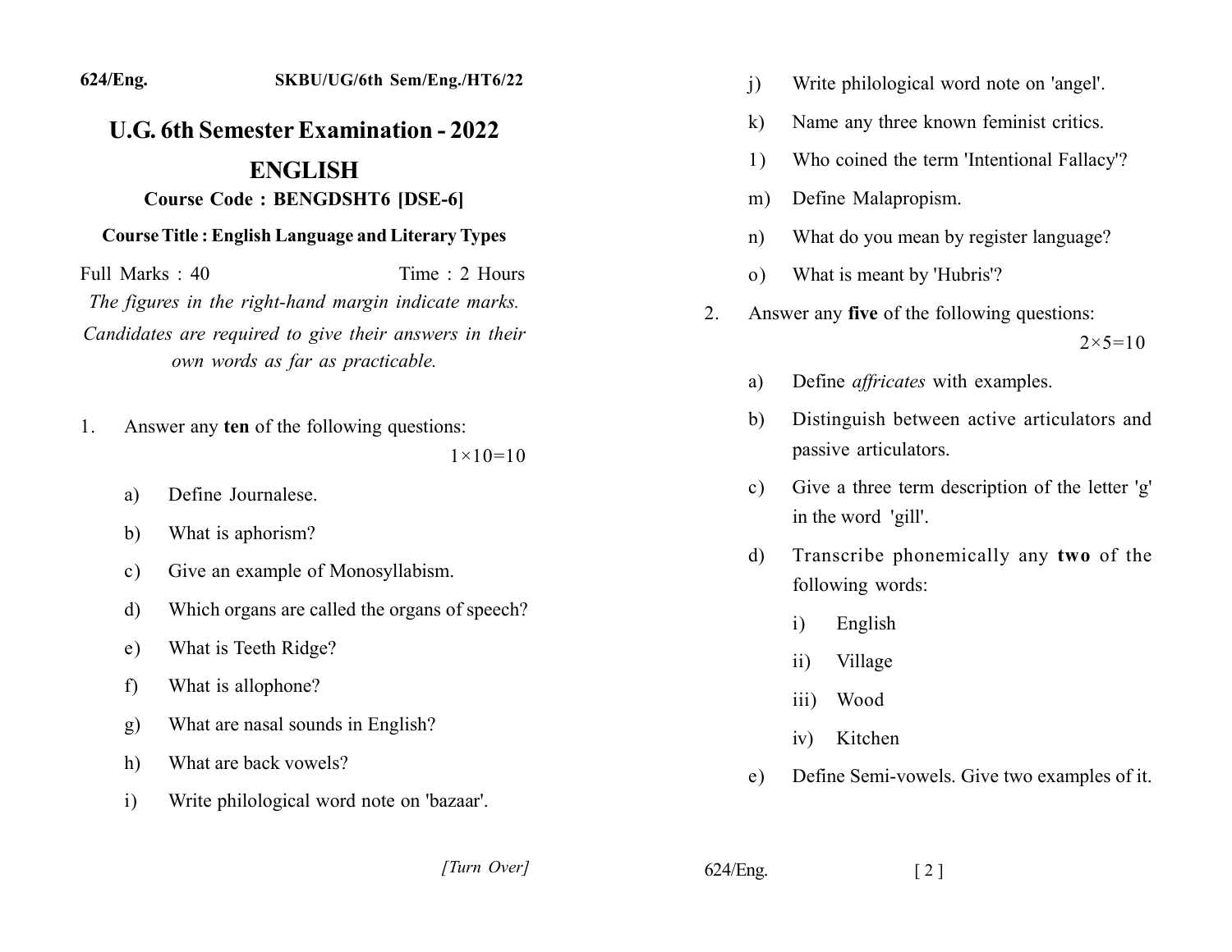624/Eng. SKBU/UG/6th Sem/Eng./HT6/22

# U.G. 6th Semester Examination - 2022

## ENGLISH

### Course Code : BENGDSHT6 [DSE-6]

### Course Title : English Language and Literary Types

Full Marks : 40 Time : 2 Hours

*The figures in the right-hand margin indicate marks.*

*Candidates are required to give their answers in their own words as far as practicable.*

1. Answer any **ten** of the following questions: $1\times10=10$

   a) Define Journalese.

   b) What is aphorism?

   c) Give an example of Monosyllabism.

   d) Which organs are called the organs of speech?

   e) What is Teeth Ridge?

   f) What is allophone?

   g) What are nasal sounds in English?

   h) What are back vowels?

   i) Write philological word note on 'bazaar'.

   j) Write philological word note on 'angel'.

   k) Name any three known feminist critics.

   l) Who coined the term 'Intentional Fallacy'?

   m) Define Malapropism.

   n) What do you mean by register language?

   o) What is meant by 'Hubris'?

2. Answer any **five** of the following questions: $2\times5=10$

   a) Define *affricates* with examples.

   b) Distinguish between active articulators and passive articulators.

   c) Give a three term description of the letter 'g' in the word 'gill'.

   d) Transcribe phonemically any **two** of the following words:

      i) English

      ii) Village

      iii) Wood

      iv) Kitchen

   e) Define Semi-vowels. Give two examples of it.

[Turn Over]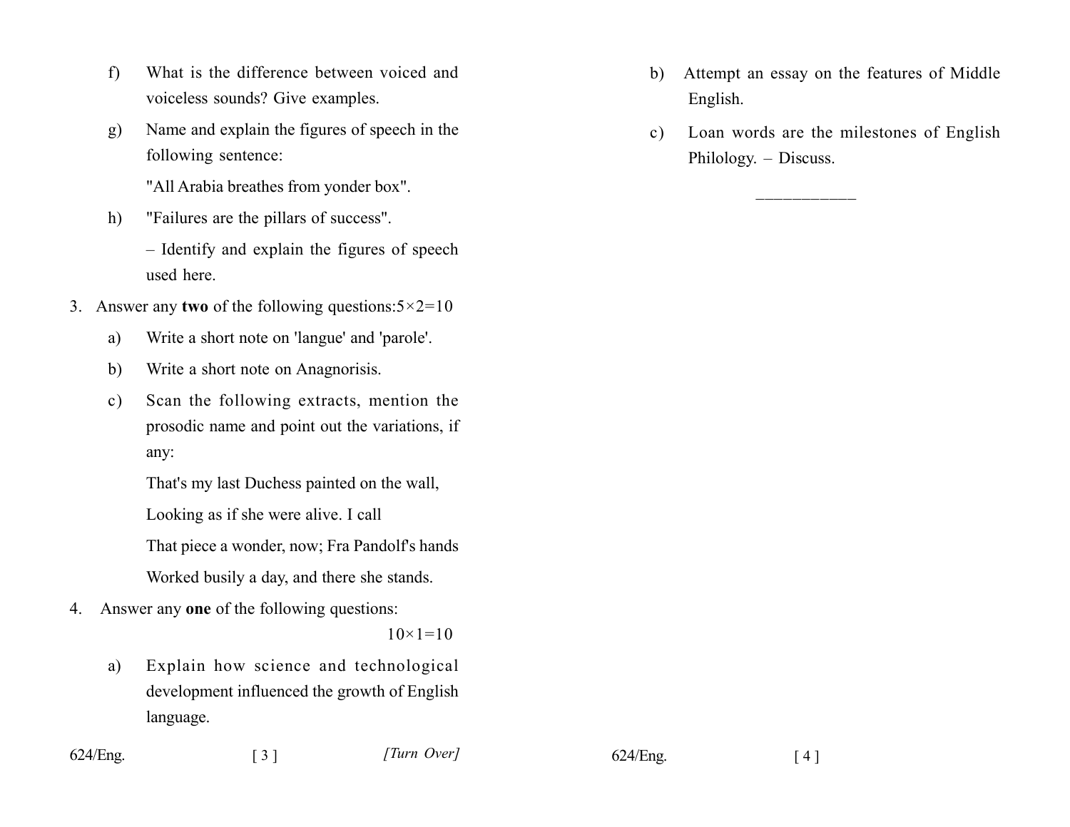f) What is the difference between voiced and voiceless sounds? Give examples.

g) Name and explain the figures of speech in the following sentence:

"All Arabia breathes from yonder box".

h) "Failures are the pillars of success".

– Identify and explain the figures of speech used here.

3. Answer any **two** of the following questions: 5×2=10

a) Write a short note on 'langue' and 'parole'.

b) Write a short note on Anagnorisis.

c) Scan the following extracts, mention the prosodic name and point out the variations, if any:

That's my last Duchess painted on the wall,
Looking as if she were alive. I call
That piece a wonder, now; Fra Pandolf's hands
Worked busily a day, and there she stands.

4. Answer any **one** of the following questions: 10×1=10

a) Explain how science and technological development influenced the growth of English language.

b) Attempt an essay on the features of Middle English.

c) Loan words are the milestones of English Philology. – Discuss.

———————